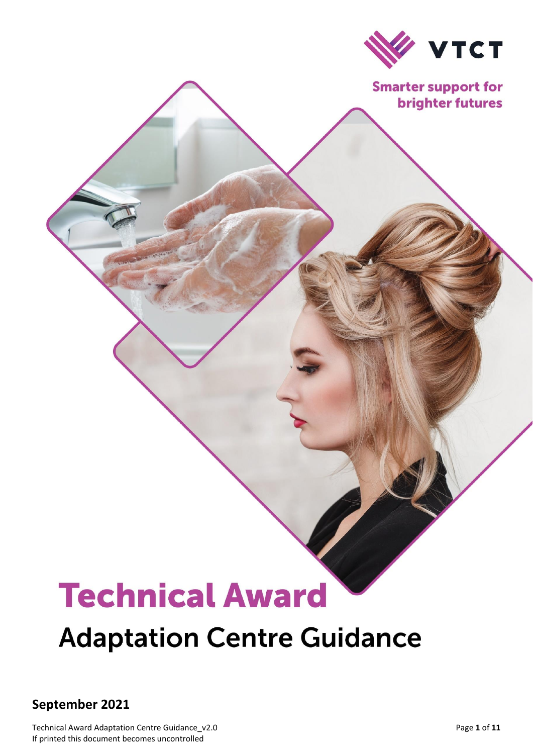VTCT

**Smarter support for brighter futures**

# Technical Award

## Adaptation Centre Guidance

**September 2021**

Technical Award Adaptation Centre Guidance_v2.0

If printed this document becomes uncontrolled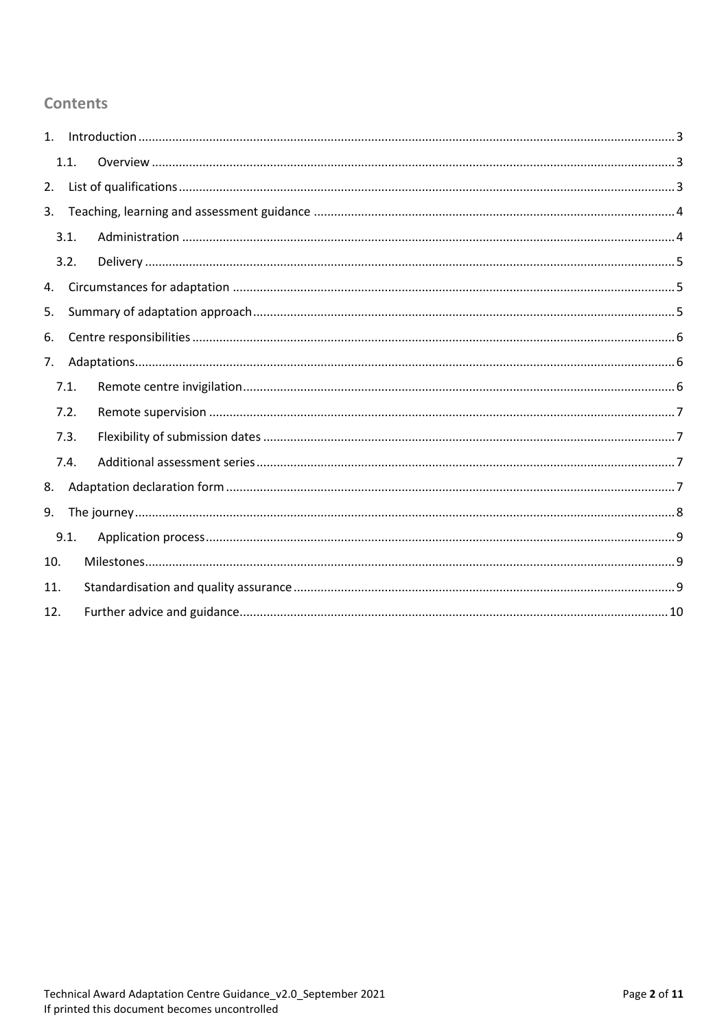## Contents

1. Introduction ........................................................................................................................................ 3
   1.1. Overview ..................................................................................................................................... 3
2. List of qualifications ............................................................................................................................. 3
3. Teaching, learning and assessment guidance ...................................................................................... 4
   3.1. Administration ............................................................................................................................ 4
   3.2. Delivery ...................................................................................................................................... 5
4. Circumstances for adaptation ............................................................................................................. 5
5. Summary of adaptation approach ........................................................................................................ 5
6. Centre responsibilities .......................................................................................................................... 6
7. Adaptations .......................................................................................................................................... 6
   7.1. Remote centre invigilation .......................................................................................................... 6
   7.2. Remote supervision ..................................................................................................................... 7
   7.3. Flexibility of submission dates ..................................................................................................... 7
   7.4. Additional assessment series ....................................................................................................... 7
8. Adaptation declaration form ................................................................................................................ 7
9. The journey .......................................................................................................................................... 8
   9.1. Application process ...................................................................................................................... 9
10. Milestones ............................................................................................................................................ 9
11. Standardisation and quality assurance ................................................................................................. 9
12. Further advice and guidance .............................................................................................................. 10

Technical Award Adaptation Centre Guidance_v2.0_September 2021
If printed this document becomes uncontrolled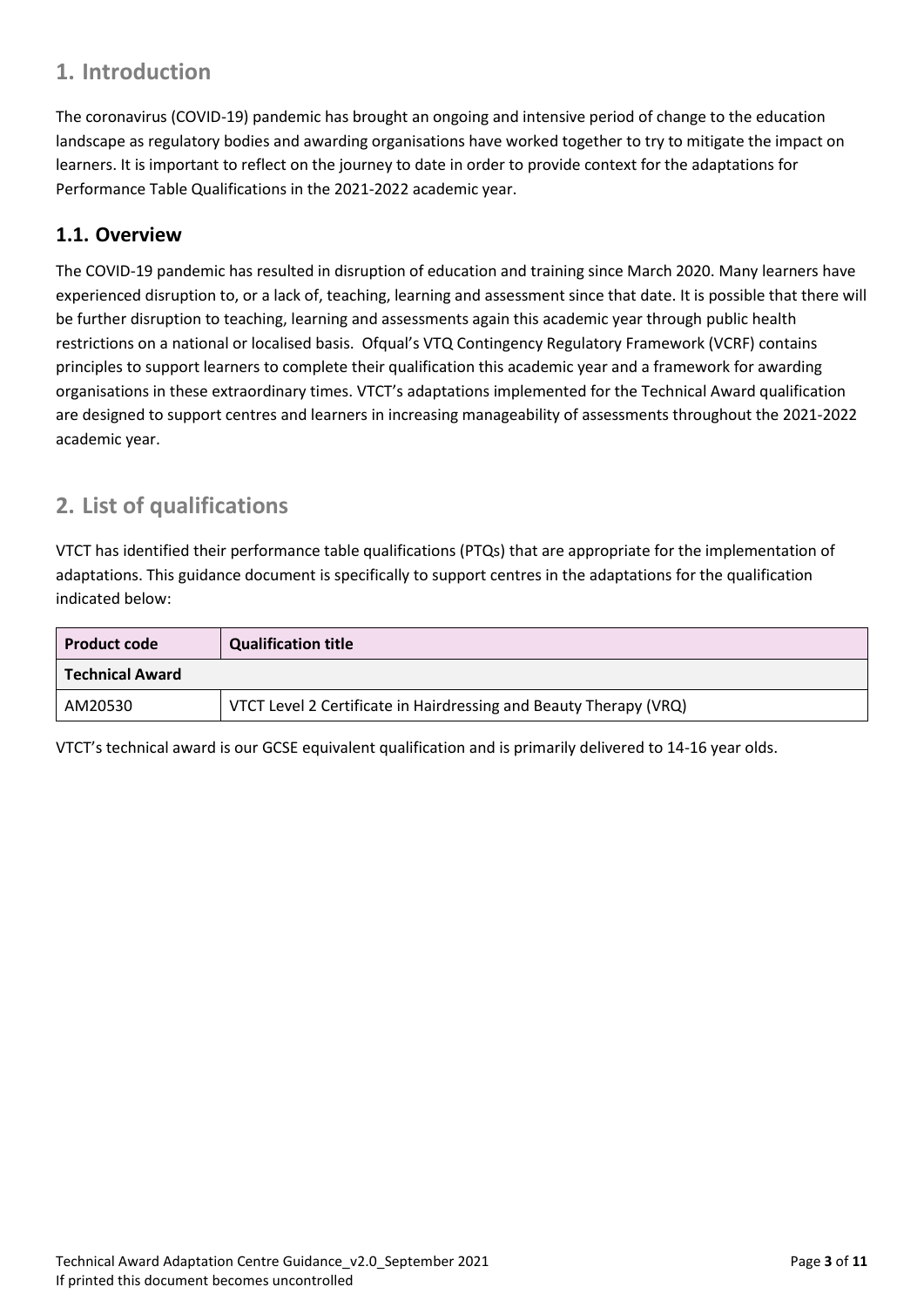# 1. Introduction

The coronavirus (COVID-19) pandemic has brought an ongoing and intensive period of change to the education landscape as regulatory bodies and awarding organisations have worked together to try to mitigate the impact on learners. It is important to reflect on the journey to date in order to provide context for the adaptations for Performance Table Qualifications in the 2021-2022 academic year.

## 1.1. Overview

The COVID-19 pandemic has resulted in disruption of education and training since March 2020. Many learners have experienced disruption to, or a lack of, teaching, learning and assessment since that date. It is possible that there will be further disruption to teaching, learning and assessments again this academic year through public health restrictions on a national or localised basis. Ofqual's VTQ Contingency Regulatory Framework (VCRF) contains principles to support learners to complete their qualification this academic year and a framework for awarding organisations in these extraordinary times. VTCT's adaptations implemented for the Technical Award qualification are designed to support centres and learners in increasing manageability of assessments throughout the 2021-2022 academic year.

# 2. List of qualifications

VTCT has identified their performance table qualifications (PTQs) that are appropriate for the implementation of adaptations. This guidance document is specifically to support centres in the adaptations for the qualification indicated below:

| Product code | Qualification title |
|---|---|
| **Technical Award** | |
| AM20530 | VTCT Level 2 Certificate in Hairdressing and Beauty Therapy (VRQ) |

VTCT's technical award is our GCSE equivalent qualification and is primarily delivered to 14-16 year olds.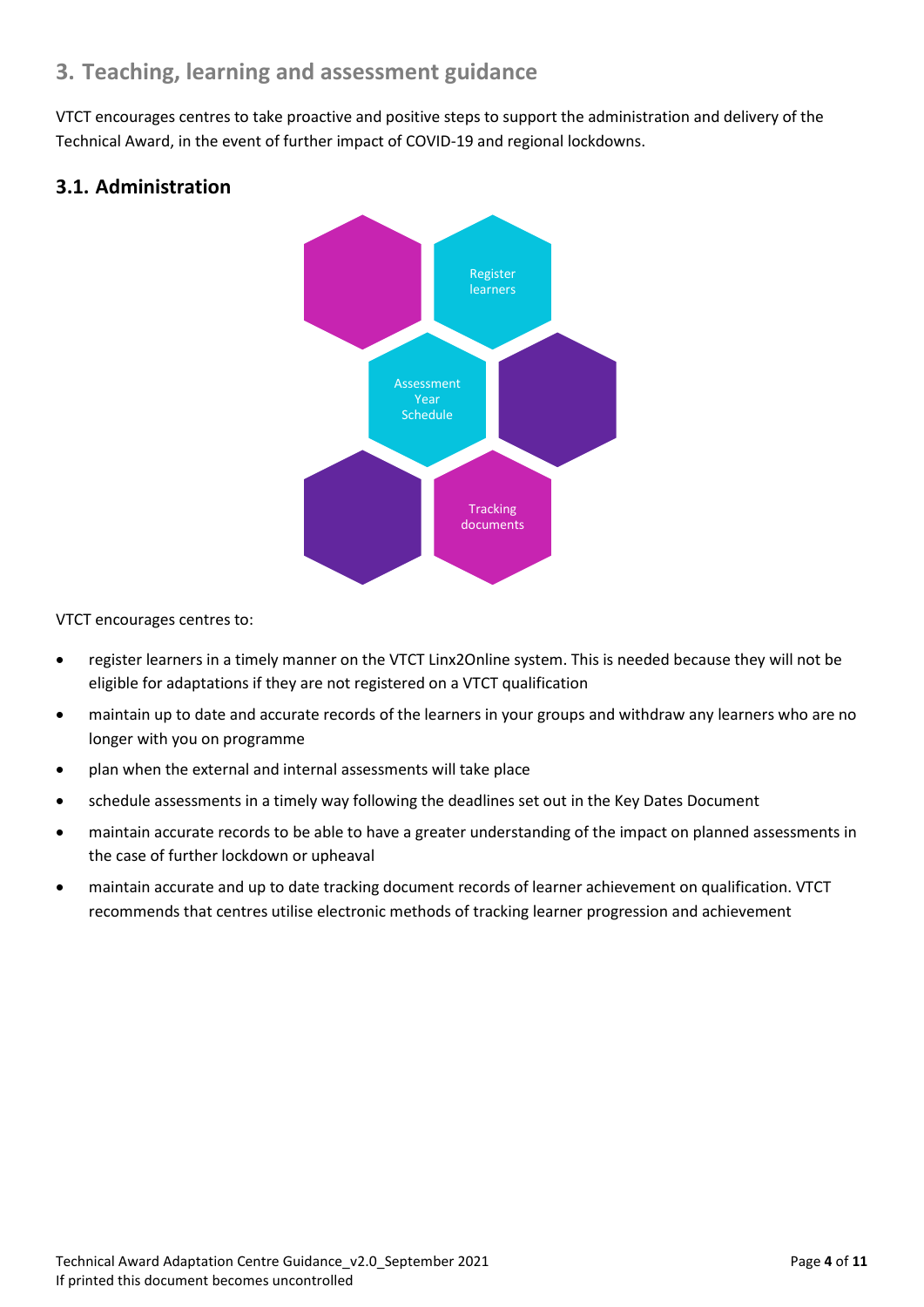## 3. Teaching, learning and assessment guidance

VTCT encourages centres to take proactive and positive steps to support the administration and delivery of the Technical Award, in the event of further impact of COVID-19 and regional lockdowns.

### 3.1. Administration

Register learners

Assessment Year Schedule

Tracking documents

VTCT encourages centres to:

- register learners in a timely manner on the VTCT Linx2Online system. This is needed because they will not be eligible for adaptations if they are not registered on a VTCT qualification
- maintain up to date and accurate records of the learners in your groups and withdraw any learners who are no longer with you on programme
- plan when the external and internal assessments will take place
- schedule assessments in a timely way following the deadlines set out in the Key Dates Document
- maintain accurate records to be able to have a greater understanding of the impact on planned assessments in the case of further lockdown or upheaval
- maintain accurate and up to date tracking document records of learner achievement on qualification. VTCT recommends that centres utilise electronic methods of tracking learner progression and achievement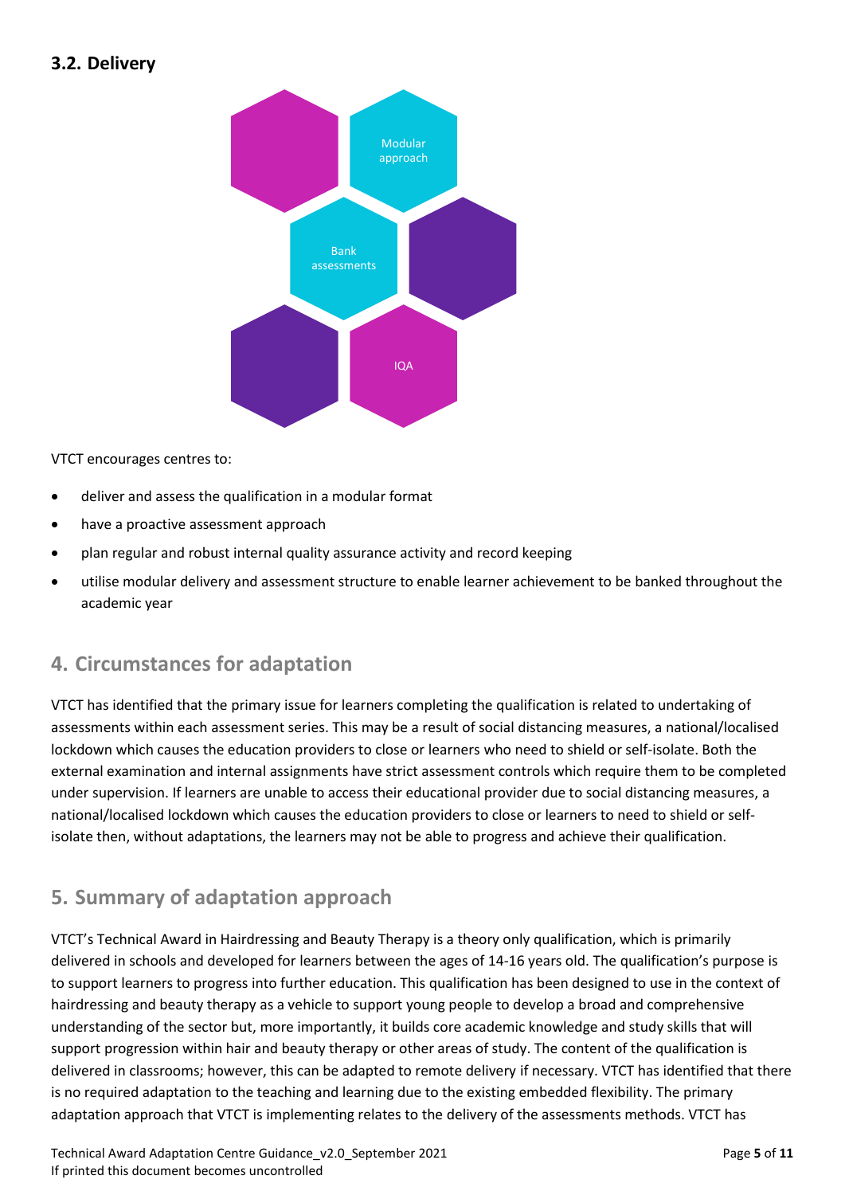### 3.2. Delivery

Modular approach

Bank assessments

IQA

VTCT encourages centres to:

- deliver and assess the qualification in a modular format
- have a proactive assessment approach
- plan regular and robust internal quality assurance activity and record keeping
- utilise modular delivery and assessment structure to enable learner achievement to be banked throughout the academic year

## 4. Circumstances for adaptation

VTCT has identified that the primary issue for learners completing the qualification is related to undertaking of assessments within each assessment series. This may be a result of social distancing measures, a national/localised lockdown which causes the education providers to close or learners who need to shield or self-isolate. Both the external examination and internal assignments have strict assessment controls which require them to be completed under supervision. If learners are unable to access their educational provider due to social distancing measures, a national/localised lockdown which causes the education providers to close or learners to need to shield or self-isolate then, without adaptations, the learners may not be able to progress and achieve their qualification.

## 5. Summary of adaptation approach

VTCT's Technical Award in Hairdressing and Beauty Therapy is a theory only qualification, which is primarily delivered in schools and developed for learners between the ages of 14-16 years old. The qualification's purpose is to support learners to progress into further education. This qualification has been designed to use in the context of hairdressing and beauty therapy as a vehicle to support young people to develop a broad and comprehensive understanding of the sector but, more importantly, it builds core academic knowledge and study skills that will support progression within hair and beauty therapy or other areas of study. The content of the qualification is delivered in classrooms; however, this can be adapted to remote delivery if necessary. VTCT has identified that there is no required adaptation to the teaching and learning due to the existing embedded flexibility. The primary adaptation approach that VTCT is implementing relates to the delivery of the assessments methods. VTCT has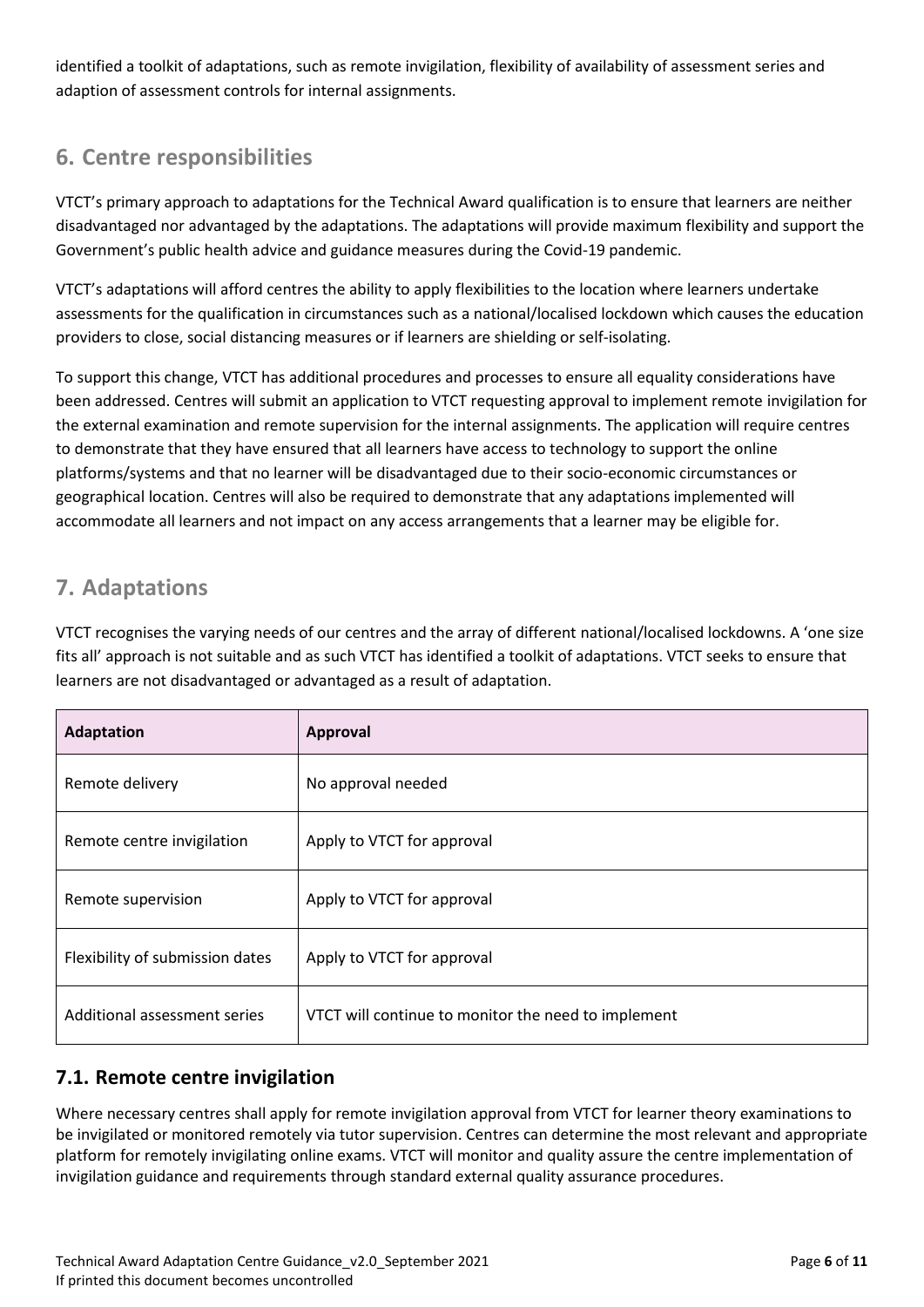identified a toolkit of adaptations, such as remote invigilation, flexibility of availability of assessment series and adaption of assessment controls for internal assignments.

## 6. Centre responsibilities

VTCT's primary approach to adaptations for the Technical Award qualification is to ensure that learners are neither disadvantaged nor advantaged by the adaptations. The adaptations will provide maximum flexibility and support the Government's public health advice and guidance measures during the Covid-19 pandemic.

VTCT's adaptations will afford centres the ability to apply flexibilities to the location where learners undertake assessments for the qualification in circumstances such as a national/localised lockdown which causes the education providers to close, social distancing measures or if learners are shielding or self-isolating.

To support this change, VTCT has additional procedures and processes to ensure all equality considerations have been addressed. Centres will submit an application to VTCT requesting approval to implement remote invigilation for the external examination and remote supervision for the internal assignments. The application will require centres to demonstrate that they have ensured that all learners have access to technology to support the online platforms/systems and that no learner will be disadvantaged due to their socio-economic circumstances or geographical location. Centres will also be required to demonstrate that any adaptations implemented will accommodate all learners and not impact on any access arrangements that a learner may be eligible for.

## 7. Adaptations

VTCT recognises the varying needs of our centres and the array of different national/localised lockdowns. A 'one size fits all' approach is not suitable and as such VTCT has identified a toolkit of adaptations. VTCT seeks to ensure that learners are not disadvantaged or advantaged as a result of adaptation.

| Adaptation | Approval |
|---|---|
| Remote delivery | No approval needed |
| Remote centre invigilation | Apply to VTCT for approval |
| Remote supervision | Apply to VTCT for approval |
| Flexibility of submission dates | Apply to VTCT for approval |
| Additional assessment series | VTCT will continue to monitor the need to implement |

### 7.1. Remote centre invigilation

Where necessary centres shall apply for remote invigilation approval from VTCT for learner theory examinations to be invigilated or monitored remotely via tutor supervision. Centres can determine the most relevant and appropriate platform for remotely invigilating online exams. VTCT will monitor and quality assure the centre implementation of invigilation guidance and requirements through standard external quality assurance procedures.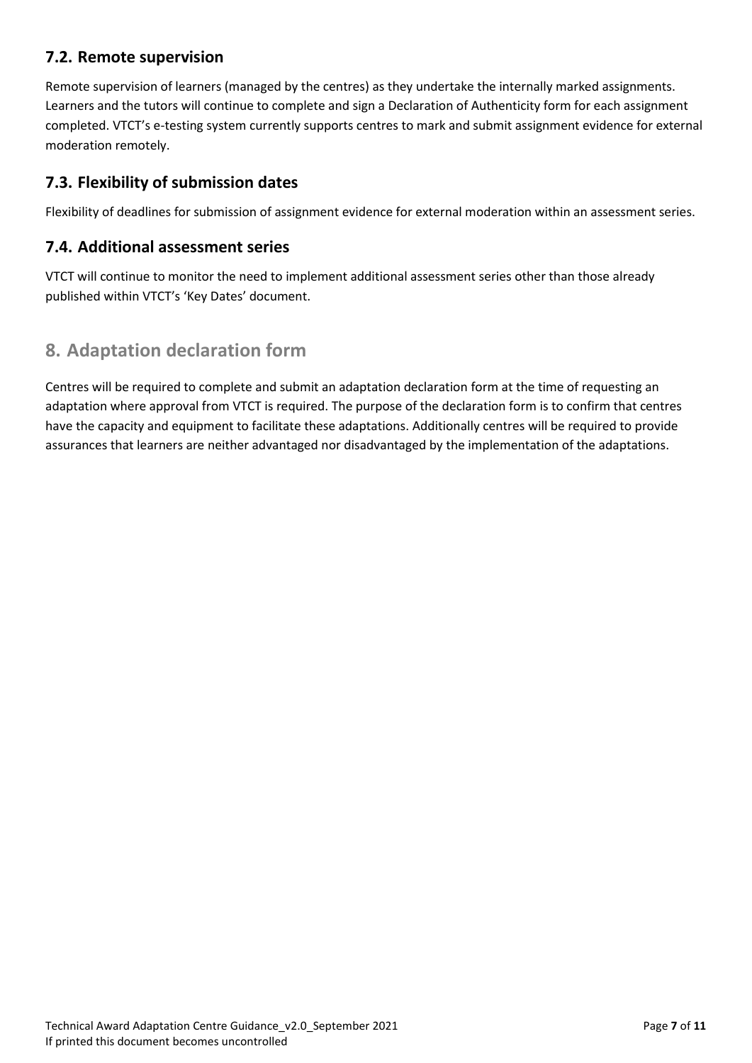### 7.2. Remote supervision

Remote supervision of learners (managed by the centres) as they undertake the internally marked assignments. Learners and the tutors will continue to complete and sign a Declaration of Authenticity form for each assignment completed. VTCT's e-testing system currently supports centres to mark and submit assignment evidence for external moderation remotely.

### 7.3. Flexibility of submission dates

Flexibility of deadlines for submission of assignment evidence for external moderation within an assessment series.

### 7.4. Additional assessment series

VTCT will continue to monitor the need to implement additional assessment series other than those already published within VTCT's 'Key Dates' document.

## 8. Adaptation declaration form

Centres will be required to complete and submit an adaptation declaration form at the time of requesting an adaptation where approval from VTCT is required. The purpose of the declaration form is to confirm that centres have the capacity and equipment to facilitate these adaptations. Additionally centres will be required to provide assurances that learners are neither advantaged nor disadvantaged by the implementation of the adaptations.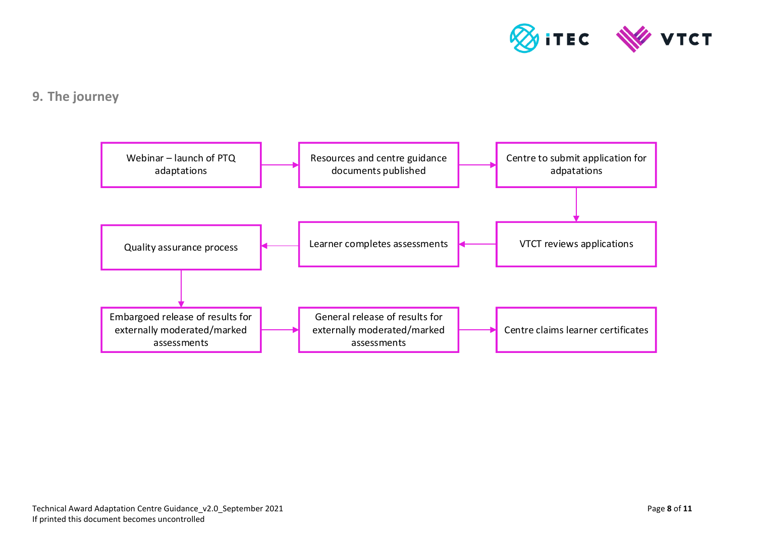## 9. The journey

Webinar – launch of PTQ adaptations

Resources and centre guidance documents published

Centre to submit application for adpatations

VTCT reviews applications

Learner completes assessments

Quality assurance process

Embargoed release of results for externally moderated/marked assessments

General release of results for externally moderated/marked assessments

Centre claims learner certificates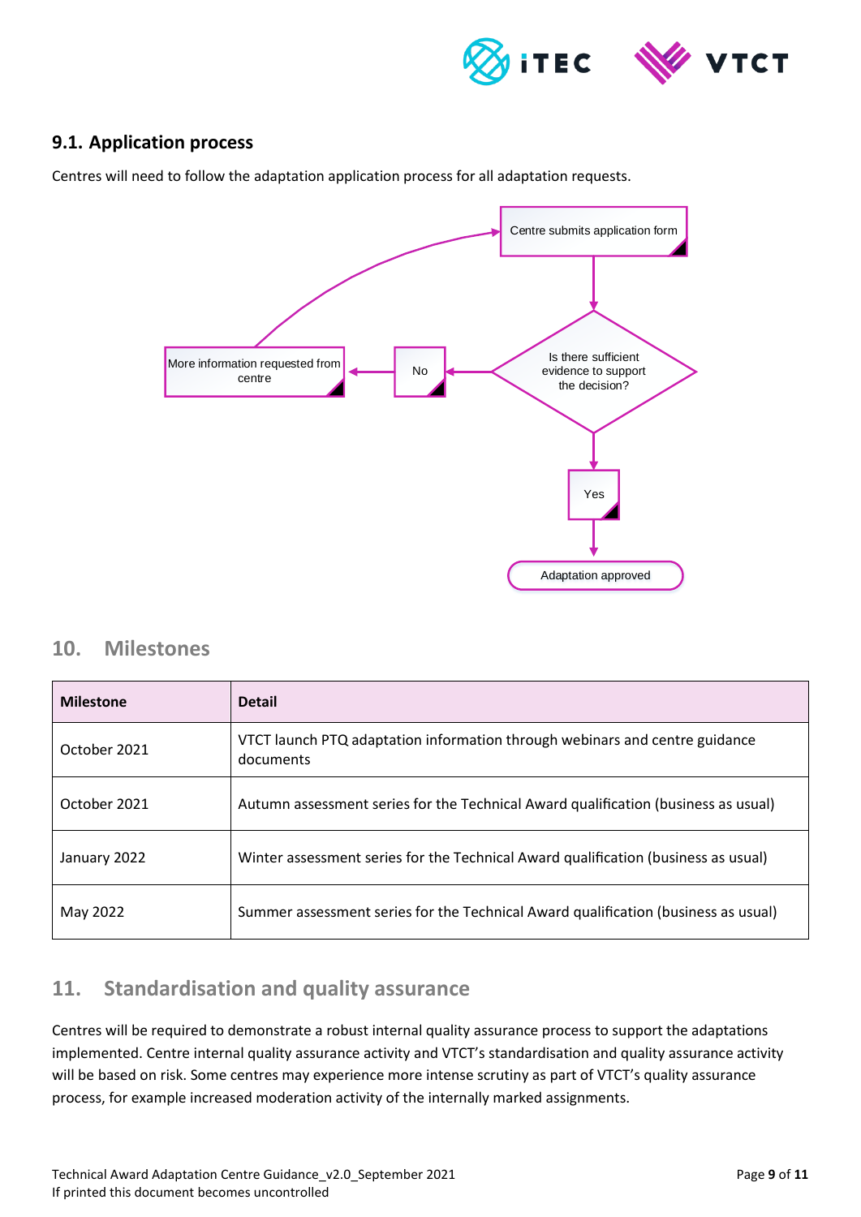## 9.1. Application process

Centres will need to follow the adaptation application process for all adaptation requests.

Centre submits application form

Is there sufficient evidence to support the decision?

No

More information requested from centre

Yes

Adaptation approved

# 10. Milestones

| Milestone | Detail |
| --- | --- |
| October 2021 | VTCT launch PTQ adaptation information through webinars and centre guidance documents |
| October 2021 | Autumn assessment series for the Technical Award qualification (business as usual) |
| January 2022 | Winter assessment series for the Technical Award qualification (business as usual) |
| May 2022 | Summer assessment series for the Technical Award qualification (business as usual) |

# 11. Standardisation and quality assurance

Centres will be required to demonstrate a robust internal quality assurance process to support the adaptations implemented. Centre internal quality assurance activity and VTCT's standardisation and quality assurance activity will be based on risk. Some centres may experience more intense scrutiny as part of VTCT's quality assurance process, for example increased moderation activity of the internally marked assignments.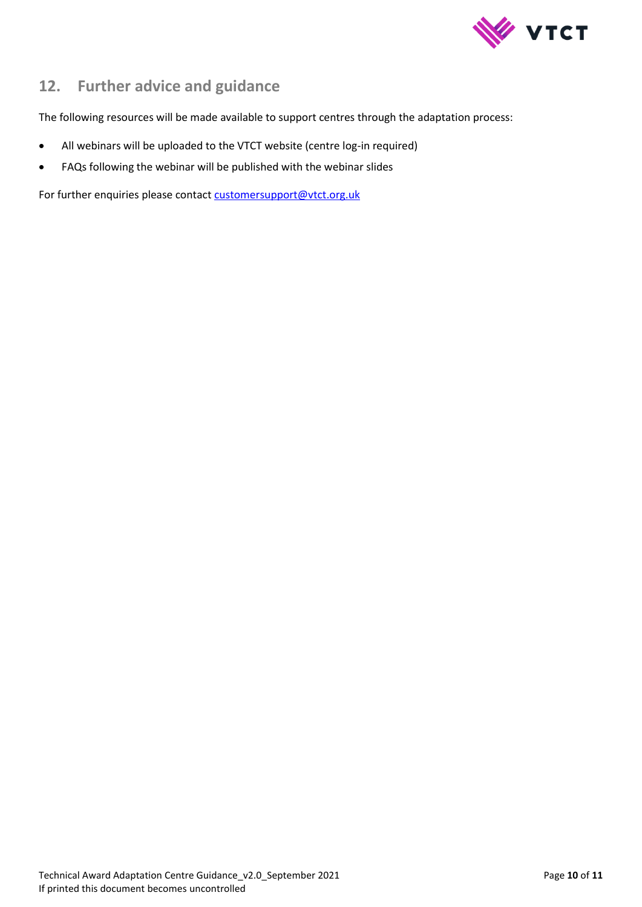## 12. Further advice and guidance

The following resources will be made available to support centres through the adaptation process:

- All webinars will be uploaded to the VTCT website (centre log-in required)
- FAQs following the webinar will be published with the webinar slides

For further enquiries please contact customersupport@vtct.org.uk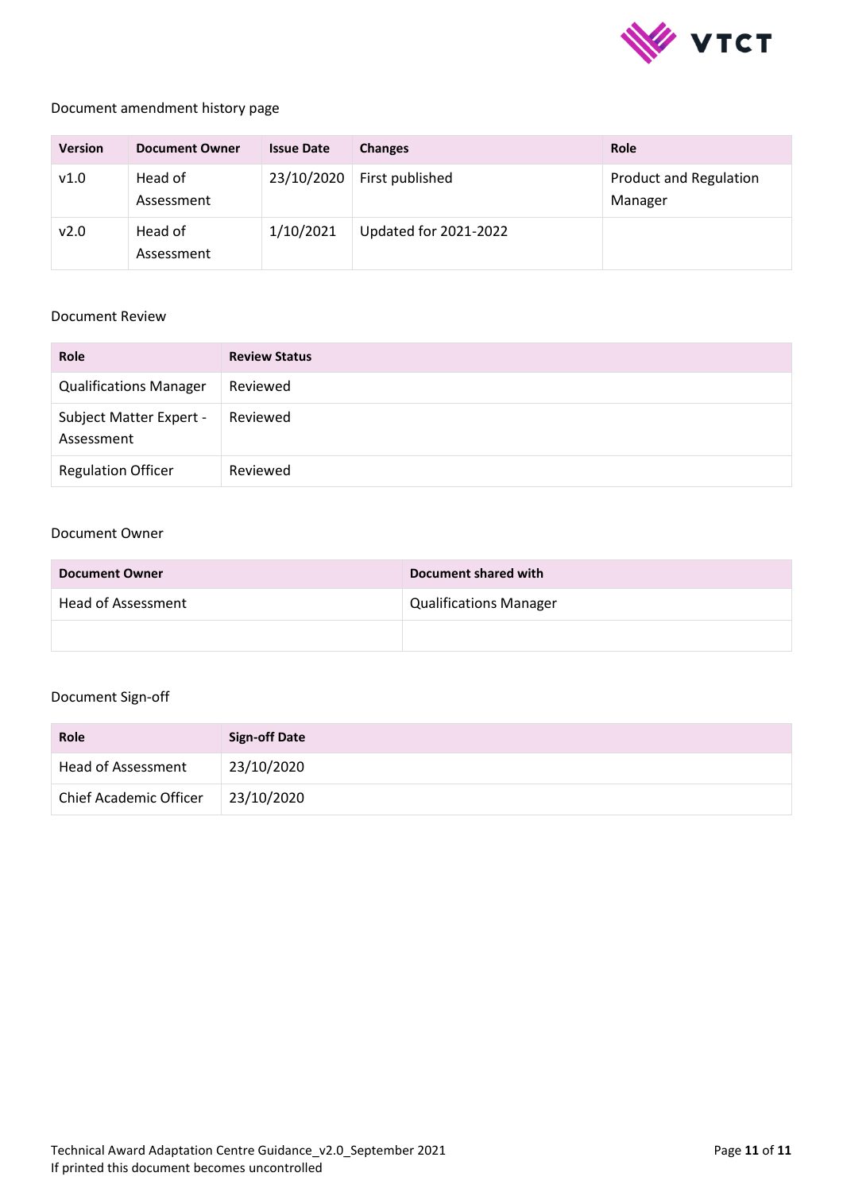Document amendment history page

| Version | Document Owner | Issue Date | Changes | Role |
|---|---|---|---|---|
| v1.0 | Head of Assessment | 23/10/2020 | First published | Product and Regulation Manager |
| v2.0 | Head of Assessment | 1/10/2021 | Updated for 2021-2022 | |

Document Review

| Role | Review Status |
|---|---|
| Qualifications Manager | Reviewed |
| Subject Matter Expert - Assessment | Reviewed |
| Regulation Officer | Reviewed |

Document Owner

| Document Owner | Document shared with |
|---|---|
| Head of Assessment | Qualifications Manager |
| | |

Document Sign-off

| Role | Sign-off Date |
|---|---|
| Head of Assessment | 23/10/2020 |
| Chief Academic Officer | 23/10/2020 |